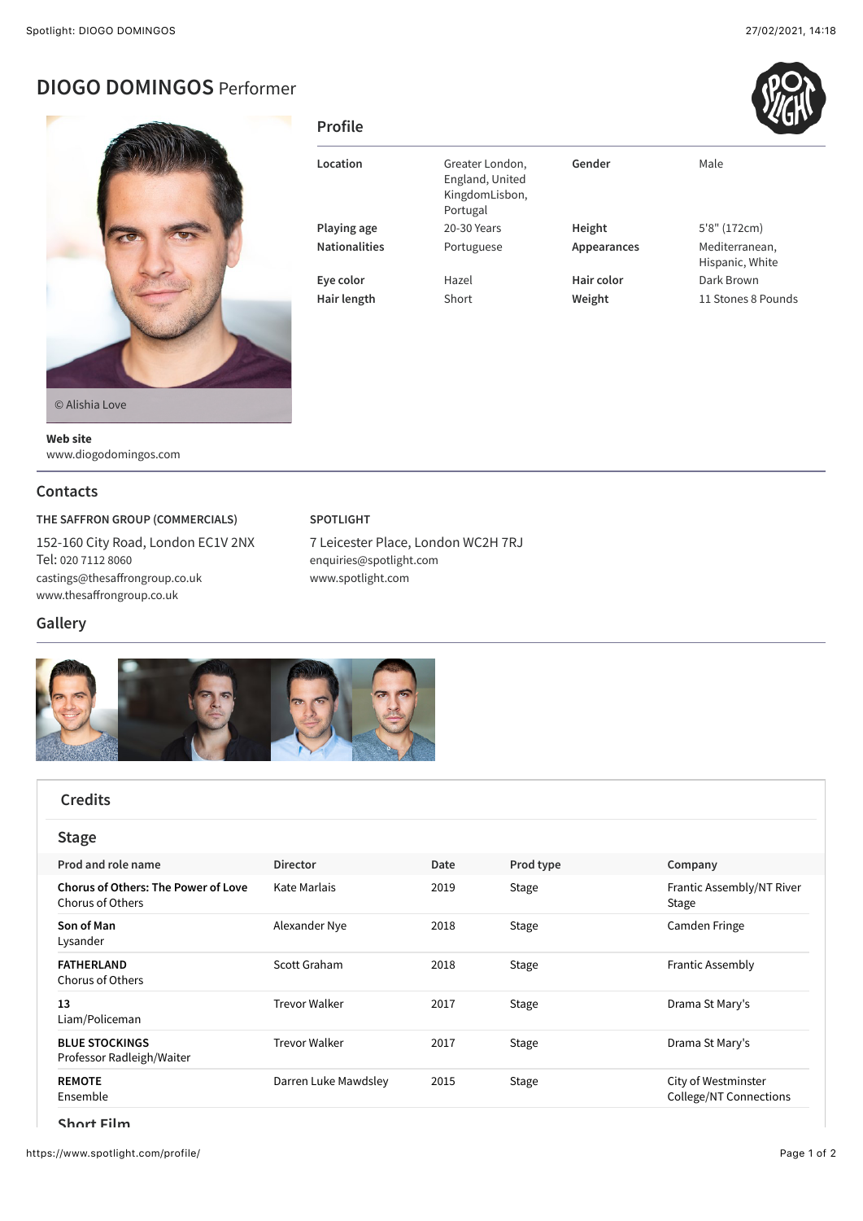# DIOGO DOMINGOS Performer

© Alishia Love

**Web site**
www.diogodomingos.com

## Profile

| | | | |
|---|---|---|---|
| **Location** | Greater London, England, United KingdomLisbon, Portugal | **Gender** | Male |
| **Playing age** | 20-30 Years | **Height** | 5'8" (172cm) |
| **Nationalities** | Portuguese | **Appearances** | Mediterranean, Hispanic, White |
| **Eye color** | Hazel | **Hair color** | Dark Brown |
| **Hair length** | Short | **Weight** | 11 Stones 8 Pounds |

## Contacts

**THE SAFFRON GROUP (COMMERCIALS)**

152-160 City Road, London EC1V 2NX
Tel: 020 7112 8060
castings@thesaffrongroup.co.uk
www.thesaffrongroup.co.uk

**SPOTLIGHT**

7 Leicester Place, London WC2H 7RJ
enquiries@spotlight.com
www.spotlight.com

## Gallery

## Credits

### Stage

| Prod and role name | Director | Date | Prod type | Company |
|---|---|---|---|---|
| **Chorus of Others: The Power of Love** Chorus of Others | Kate Marlais | 2019 | Stage | Frantic Assembly/NT River Stage |
| **Son of Man** Lysander | Alexander Nye | 2018 | Stage | Camden Fringe |
| **FATHERLAND** Chorus of Others | Scott Graham | 2018 | Stage | Frantic Assembly |
| **13** Liam/Policeman | Trevor Walker | 2017 | Stage | Drama St Mary's |
| **BLUE STOCKINGS** Professor Radleigh/Waiter | Trevor Walker | 2017 | Stage | Drama St Mary's |
| **REMOTE** Ensemble | Darren Luke Mawdsley | 2015 | Stage | City of Westminster College/NT Connections |

### Short Film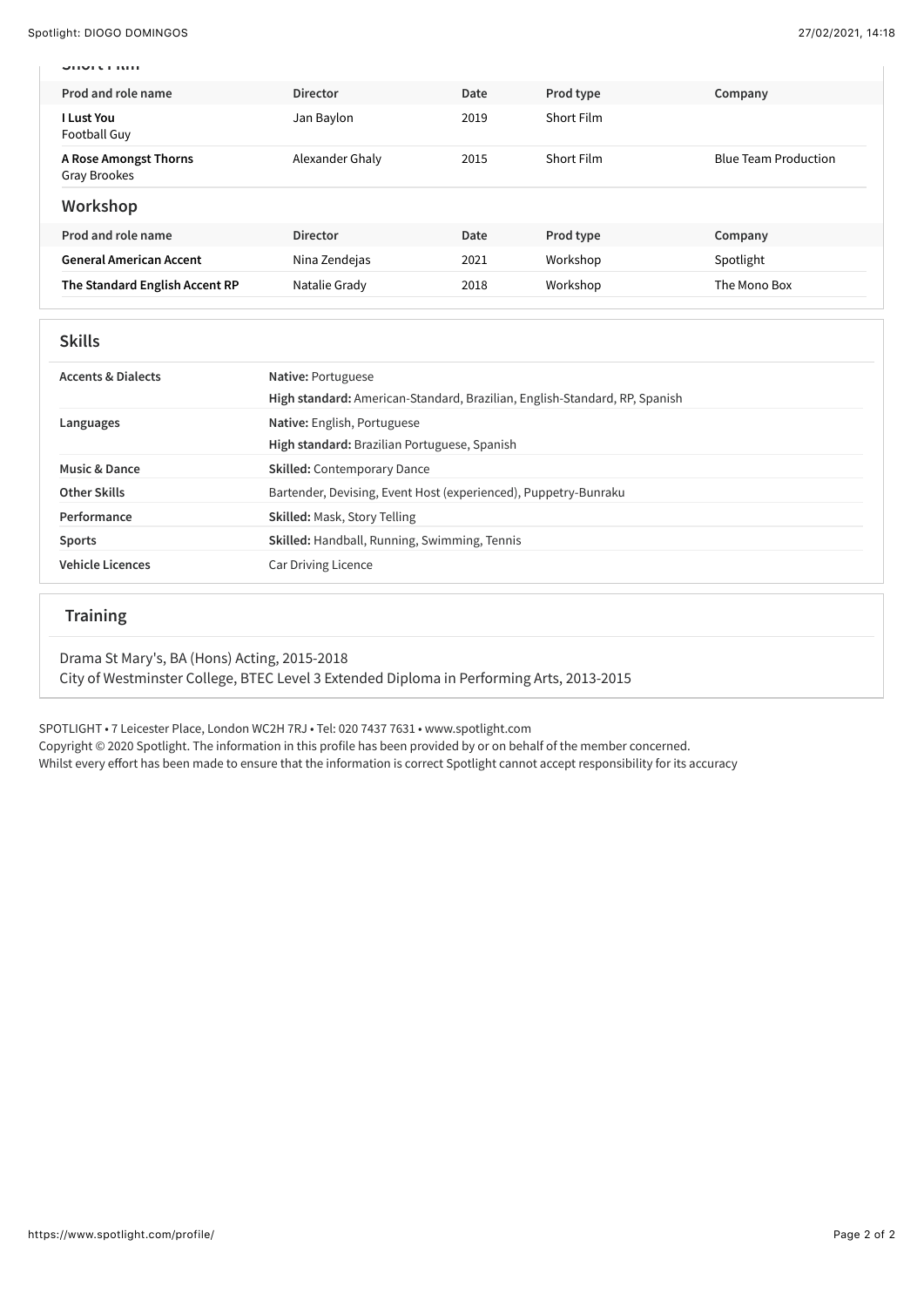## Short Film

| Prod and role name | Director | Date | Prod type | Company |
|---|---|---|---|---|
| **I Lust You** Football Guy | Jan Baylon | 2019 | Short Film | |
| **A Rose Amongst Thorns** Gray Brookes | Alexander Ghaly | 2015 | Short Film | Blue Team Production |

## Workshop

| Prod and role name | Director | Date | Prod type | Company |
|---|---|---|---|---|
| **General American Accent** | Nina Zendejas | 2021 | Workshop | Spotlight |
| **The Standard English Accent RP** | Natalie Grady | 2018 | Workshop | The Mono Box |

## Skills

| | |
|---|---|
| **Accents & Dialects** | **Native:** Portuguese<br>**High standard:** American-Standard, Brazilian, English-Standard, RP, Spanish |
| **Languages** | **Native:** English, Portuguese<br>**High standard:** Brazilian Portuguese, Spanish |
| **Music & Dance** | **Skilled:** Contemporary Dance |
| **Other Skills** | Bartender, Devising, Event Host (experienced), Puppetry-Bunraku |
| **Performance** | **Skilled:** Mask, Story Telling |
| **Sports** | **Skilled:** Handball, Running, Swimming, Tennis |
| **Vehicle Licences** | Car Driving Licence |

## Training

Drama St Mary's, BA (Hons) Acting, 2015-2018
City of Westminster College, BTEC Level 3 Extended Diploma in Performing Arts, 2013-2015

SPOTLIGHT • 7 Leicester Place, London WC2H 7RJ • Tel: 020 7437 7631 • www.spotlight.com
Copyright © 2020 Spotlight. The information in this profile has been provided by or on behalf of the member concerned.
Whilst every effort has been made to ensure that the information is correct Spotlight cannot accept responsibility for its accuracy